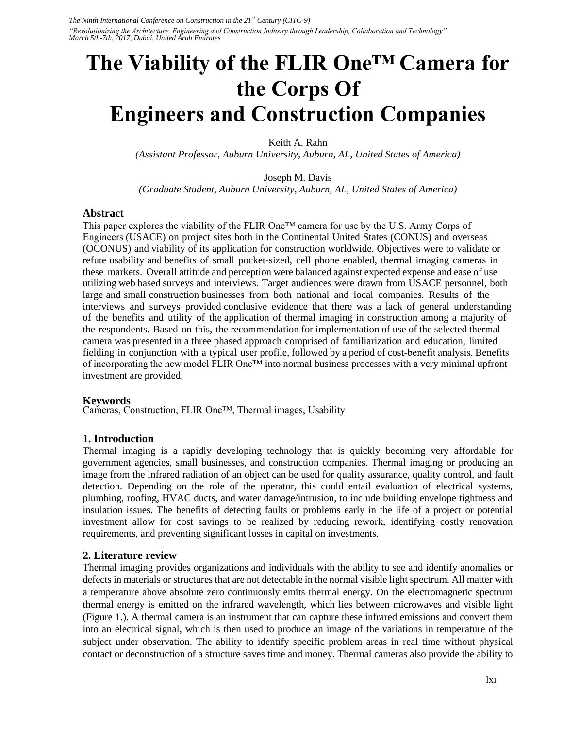# The Viability of the FLIR One™ Camera for the Corps Of Engineers and Construction Companies

Keith A. Rahn

*(Assistant Professor, Auburn University, Auburn, AL, United States of America)*

Joseph M. Davis

*(Graduate Student, Auburn University, Auburn, AL, United States of America)*

## Abstract

This paper explores the viability of the FLIR One™ camera for use by the U.S. Army Corps of Engineers (USACE) on project sites both in the Continental United States (CONUS) and overseas (OCONUS) and viability of its application for construction worldwide. Objectives were to validate or refute usability and benefits of small pocket-sized, cell phone enabled, thermal imaging cameras in these markets. Overall attitude and perception were balanced against expected expense and ease of use utilizing web based surveys and interviews. Target audiences were drawn from USACE personnel, both large and small construction businesses from both national and local companies. Results of the interviews and surveys provided conclusive evidence that there was a lack of general understanding of the benefits and utility of the application of thermal imaging in construction among a majority of the respondents. Based on this, the recommendation for implementation of use of the selected thermal camera was presented in a three phased approach comprised of familiarization and education, limited fielding in conjunction with a typical user profile, followed by a period of cost-benefit analysis. Benefits of incorporating the new model FLIR One™ into normal business processes with a very minimal upfront investment are provided.

## Keywords

Cameras, Construction, FLIR One™, Thermal images, Usability

## 1. Introduction

Thermal imaging is a rapidly developing technology that is quickly becoming very affordable for government agencies, small businesses, and construction companies. Thermal imaging or producing an image from the infrared radiation of an object can be used for quality assurance, quality control, and fault detection. Depending on the role of the operator, this could entail evaluation of electrical systems, plumbing, roofing, HVAC ducts, and water damage/intrusion, to include building envelope tightness and insulation issues. The benefits of detecting faults or problems early in the life of a project or potential investment allow for cost savings to be realized by reducing rework, identifying costly renovation requirements, and preventing significant losses in capital on investments.

## 2. Literature review

Thermal imaging provides organizations and individuals with the ability to see and identify anomalies or defects in materials or structures that are not detectable in the normal visible light spectrum. All matter with a temperature above absolute zero continuously emits thermal energy. On the electromagnetic spectrum thermal energy is emitted on the infrared wavelength, which lies between microwaves and visible light (Figure 1.). A thermal camera is an instrument that can capture these infrared emissions and convert them into an electrical signal, which is then used to produce an image of the variations in temperature of the subject under observation. The ability to identify specific problem areas in real time without physical contact or deconstruction of a structure saves time and money. Thermal cameras also provide the ability to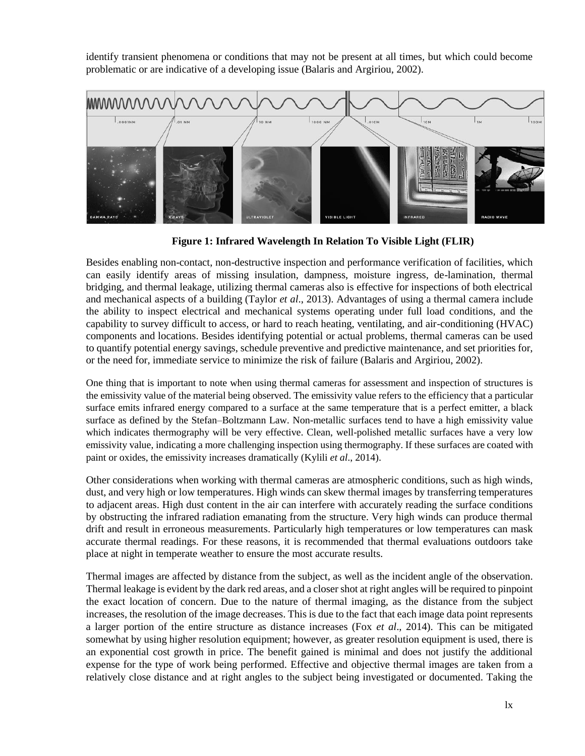identify transient phenomena or conditions that may not be present at all times, but which could become problematic or are indicative of a developing issue (Balaris and Argiriou, 2002).

**Figure 1: Infrared Wavelength In Relation To Visible Light (FLIR)**

Besides enabling non-contact, non-destructive inspection and performance verification of facilities, which can easily identify areas of missing insulation, dampness, moisture ingress, de-lamination, thermal bridging, and thermal leakage, utilizing thermal cameras also is effective for inspections of both electrical and mechanical aspects of a building (Taylor *et al*., 2013). Advantages of using a thermal camera include the ability to inspect electrical and mechanical systems operating under full load conditions, and the capability to survey difficult to access, or hard to reach heating, ventilating, and air-conditioning (HVAC) components and locations. Besides identifying potential or actual problems, thermal cameras can be used to quantify potential energy savings, schedule preventive and predictive maintenance, and set priorities for, or the need for, immediate service to minimize the risk of failure (Balaris and Argiriou, 2002).

One thing that is important to note when using thermal cameras for assessment and inspection of structures is the emissivity value of the material being observed. The emissivity value refers to the efficiency that a particular surface emits infrared energy compared to a surface at the same temperature that is a perfect emitter, a black surface as defined by the Stefan–Boltzmann Law. Non-metallic surfaces tend to have a high emissivity value which indicates thermography will be very effective. Clean, well-polished metallic surfaces have a very low emissivity value, indicating a more challenging inspection using thermography. If these surfaces are coated with paint or oxides, the emissivity increases dramatically (Kylili *et al*., 2014).

Other considerations when working with thermal cameras are atmospheric conditions, such as high winds, dust, and very high or low temperatures. High winds can skew thermal images by transferring temperatures to adjacent areas. High dust content in the air can interfere with accurately reading the surface conditions by obstructing the infrared radiation emanating from the structure. Very high winds can produce thermal drift and result in erroneous measurements. Particularly high temperatures or low temperatures can mask accurate thermal readings. For these reasons, it is recommended that thermal evaluations outdoors take place at night in temperate weather to ensure the most accurate results.

Thermal images are affected by distance from the subject, as well as the incident angle of the observation. Thermal leakage is evident by the dark red areas, and a closer shot at right angles will be required to pinpoint the exact location of concern. Due to the nature of thermal imaging, as the distance from the subject increases, the resolution of the image decreases. This is due to the fact that each image data point represents a larger portion of the entire structure as distance increases (Fox *et al*., 2014). This can be mitigated somewhat by using higher resolution equipment; however, as greater resolution equipment is used, there is an exponential cost growth in price. The benefit gained is minimal and does not justify the additional expense for the type of work being performed. Effective and objective thermal images are taken from a relatively close distance and at right angles to the subject being investigated or documented. Taking the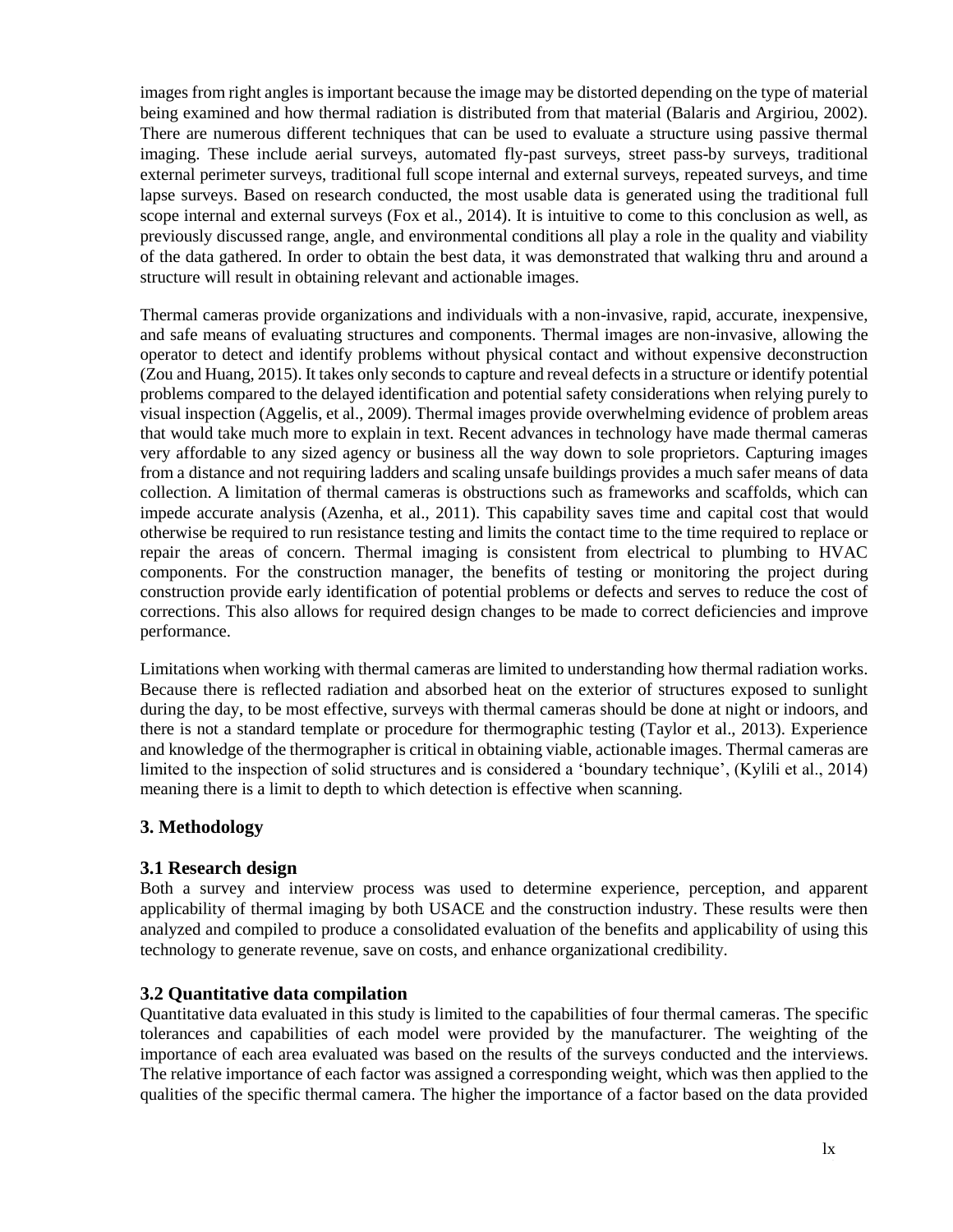images from right angles is important because the image may be distorted depending on the type of material being examined and how thermal radiation is distributed from that material (Balaris and Argiriou, 2002). There are numerous different techniques that can be used to evaluate a structure using passive thermal imaging. These include aerial surveys, automated fly-past surveys, street pass-by surveys, traditional external perimeter surveys, traditional full scope internal and external surveys, repeated surveys, and time lapse surveys. Based on research conducted, the most usable data is generated using the traditional full scope internal and external surveys (Fox et al., 2014). It is intuitive to come to this conclusion as well, as previously discussed range, angle, and environmental conditions all play a role in the quality and viability of the data gathered. In order to obtain the best data, it was demonstrated that walking thru and around a structure will result in obtaining relevant and actionable images.

Thermal cameras provide organizations and individuals with a non-invasive, rapid, accurate, inexpensive, and safe means of evaluating structures and components. Thermal images are non-invasive, allowing the operator to detect and identify problems without physical contact and without expensive deconstruction (Zou and Huang, 2015). It takes only seconds to capture and reveal defects in a structure or identify potential problems compared to the delayed identification and potential safety considerations when relying purely to visual inspection (Aggelis, et al., 2009). Thermal images provide overwhelming evidence of problem areas that would take much more to explain in text. Recent advances in technology have made thermal cameras very affordable to any sized agency or business all the way down to sole proprietors. Capturing images from a distance and not requiring ladders and scaling unsafe buildings provides a much safer means of data collection. A limitation of thermal cameras is obstructions such as frameworks and scaffolds, which can impede accurate analysis (Azenha, et al., 2011). This capability saves time and capital cost that would otherwise be required to run resistance testing and limits the contact time to the time required to replace or repair the areas of concern. Thermal imaging is consistent from electrical to plumbing to HVAC components. For the construction manager, the benefits of testing or monitoring the project during construction provide early identification of potential problems or defects and serves to reduce the cost of corrections. This also allows for required design changes to be made to correct deficiencies and improve performance.

Limitations when working with thermal cameras are limited to understanding how thermal radiation works. Because there is reflected radiation and absorbed heat on the exterior of structures exposed to sunlight during the day, to be most effective, surveys with thermal cameras should be done at night or indoors, and there is not a standard template or procedure for thermographic testing (Taylor et al., 2013). Experience and knowledge of the thermographer is critical in obtaining viable, actionable images. Thermal cameras are limited to the inspection of solid structures and is considered a 'boundary technique', (Kylili et al., 2014) meaning there is a limit to depth to which detection is effective when scanning.

## 3. Methodology

### 3.1 Research design

Both a survey and interview process was used to determine experience, perception, and apparent applicability of thermal imaging by both USACE and the construction industry. These results were then analyzed and compiled to produce a consolidated evaluation of the benefits and applicability of using this technology to generate revenue, save on costs, and enhance organizational credibility.

### 3.2 Quantitative data compilation

Quantitative data evaluated in this study is limited to the capabilities of four thermal cameras. The specific tolerances and capabilities of each model were provided by the manufacturer. The weighting of the importance of each area evaluated was based on the results of the surveys conducted and the interviews. The relative importance of each factor was assigned a corresponding weight, which was then applied to the qualities of the specific thermal camera. The higher the importance of a factor based on the data provided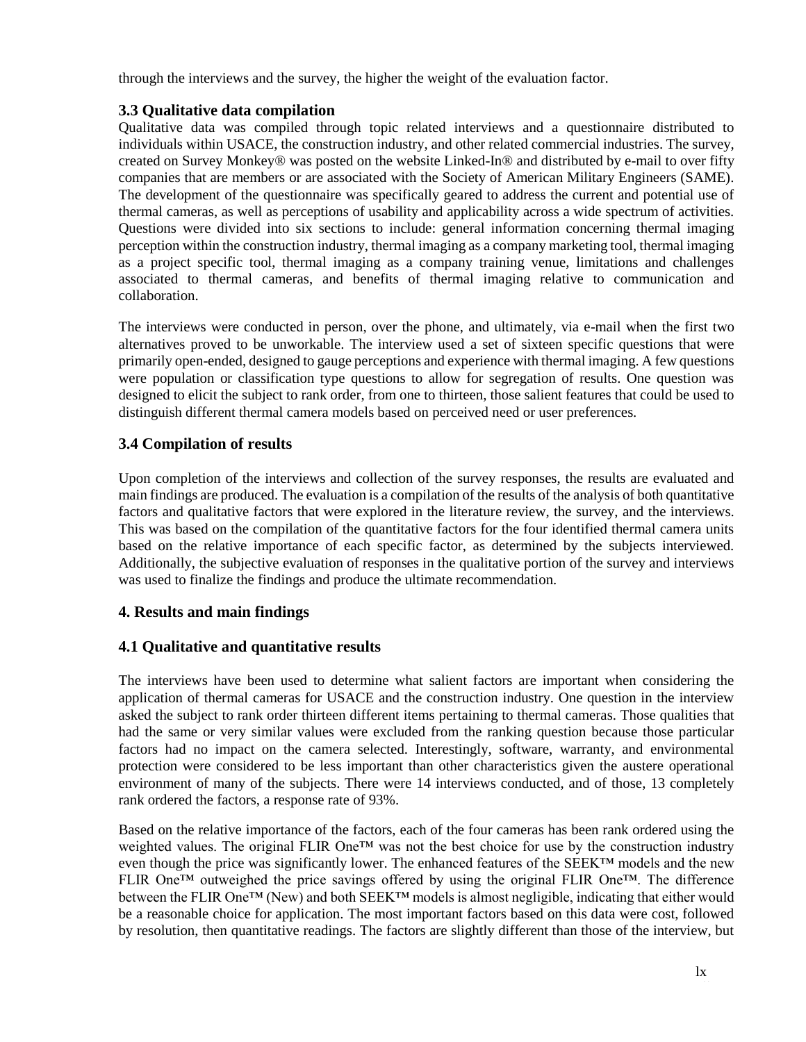through the interviews and the survey, the higher the weight of the evaluation factor.

### 3.3 Qualitative data compilation

Qualitative data was compiled through topic related interviews and a questionnaire distributed to individuals within USACE, the construction industry, and other related commercial industries. The survey, created on Survey Monkey® was posted on the website Linked-In® and distributed by e-mail to over fifty companies that are members or are associated with the Society of American Military Engineers (SAME). The development of the questionnaire was specifically geared to address the current and potential use of thermal cameras, as well as perceptions of usability and applicability across a wide spectrum of activities. Questions were divided into six sections to include: general information concerning thermal imaging perception within the construction industry, thermal imaging as a company marketing tool, thermal imaging as a project specific tool, thermal imaging as a company training venue, limitations and challenges associated to thermal cameras, and benefits of thermal imaging relative to communication and collaboration.

The interviews were conducted in person, over the phone, and ultimately, via e-mail when the first two alternatives proved to be unworkable. The interview used a set of sixteen specific questions that were primarily open-ended, designed to gauge perceptions and experience with thermal imaging. A few questions were population or classification type questions to allow for segregation of results. One question was designed to elicit the subject to rank order, from one to thirteen, those salient features that could be used to distinguish different thermal camera models based on perceived need or user preferences.

### 3.4 Compilation of results

Upon completion of the interviews and collection of the survey responses, the results are evaluated and main findings are produced. The evaluation is a compilation of the results of the analysis of both quantitative factors and qualitative factors that were explored in the literature review, the survey, and the interviews. This was based on the compilation of the quantitative factors for the four identified thermal camera units based on the relative importance of each specific factor, as determined by the subjects interviewed. Additionally, the subjective evaluation of responses in the qualitative portion of the survey and interviews was used to finalize the findings and produce the ultimate recommendation.

## 4. Results and main findings

### 4.1 Qualitative and quantitative results

The interviews have been used to determine what salient factors are important when considering the application of thermal cameras for USACE and the construction industry. One question in the interview asked the subject to rank order thirteen different items pertaining to thermal cameras. Those qualities that had the same or very similar values were excluded from the ranking question because those particular factors had no impact on the camera selected. Interestingly, software, warranty, and environmental protection were considered to be less important than other characteristics given the austere operational environment of many of the subjects. There were 14 interviews conducted, and of those, 13 completely rank ordered the factors, a response rate of 93%.

Based on the relative importance of the factors, each of the four cameras has been rank ordered using the weighted values. The original FLIR One™ was not the best choice for use by the construction industry even though the price was significantly lower. The enhanced features of the SEEK™ models and the new FLIR One™ outweighed the price savings offered by using the original FLIR One™. The difference between the FLIR One™ (New) and both SEEK™ models is almost negligible, indicating that either would be a reasonable choice for application. The most important factors based on this data were cost, followed by resolution, then quantitative readings. The factors are slightly different than those of the interview, but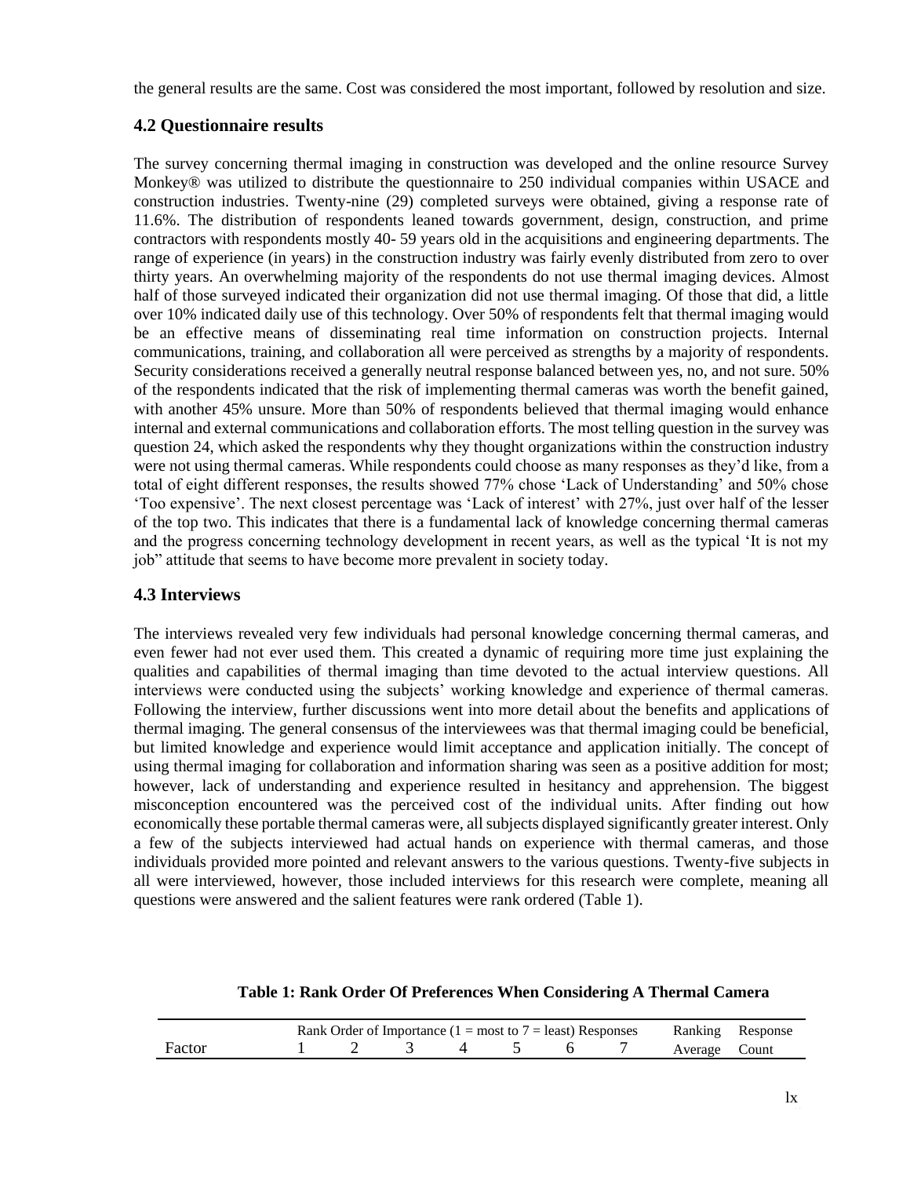the general results are the same. Cost was considered the most important, followed by resolution and size.

## 4.2 Questionnaire results

The survey concerning thermal imaging in construction was developed and the online resource Survey Monkey® was utilized to distribute the questionnaire to 250 individual companies within USACE and construction industries. Twenty-nine (29) completed surveys were obtained, giving a response rate of 11.6%. The distribution of respondents leaned towards government, design, construction, and prime contractors with respondents mostly 40- 59 years old in the acquisitions and engineering departments. The range of experience (in years) in the construction industry was fairly evenly distributed from zero to over thirty years. An overwhelming majority of the respondents do not use thermal imaging devices. Almost half of those surveyed indicated their organization did not use thermal imaging. Of those that did, a little over 10% indicated daily use of this technology. Over 50% of respondents felt that thermal imaging would be an effective means of disseminating real time information on construction projects. Internal communications, training, and collaboration all were perceived as strengths by a majority of respondents. Security considerations received a generally neutral response balanced between yes, no, and not sure. 50% of the respondents indicated that the risk of implementing thermal cameras was worth the benefit gained, with another 45% unsure. More than 50% of respondents believed that thermal imaging would enhance internal and external communications and collaboration efforts. The most telling question in the survey was question 24, which asked the respondents why they thought organizations within the construction industry were not using thermal cameras. While respondents could choose as many responses as they'd like, from a total of eight different responses, the results showed 77% chose 'Lack of Understanding' and 50% chose 'Too expensive'. The next closest percentage was 'Lack of interest' with 27%, just over half of the lesser of the top two. This indicates that there is a fundamental lack of knowledge concerning thermal cameras and the progress concerning technology development in recent years, as well as the typical 'It is not my job" attitude that seems to have become more prevalent in society today.

## 4.3 Interviews

The interviews revealed very few individuals had personal knowledge concerning thermal cameras, and even fewer had not ever used them. This created a dynamic of requiring more time just explaining the qualities and capabilities of thermal imaging than time devoted to the actual interview questions. All interviews were conducted using the subjects' working knowledge and experience of thermal cameras. Following the interview, further discussions went into more detail about the benefits and applications of thermal imaging. The general consensus of the interviewees was that thermal imaging could be beneficial, but limited knowledge and experience would limit acceptance and application initially. The concept of using thermal imaging for collaboration and information sharing was seen as a positive addition for most; however, lack of understanding and experience resulted in hesitancy and apprehension. The biggest misconception encountered was the perceived cost of the individual units. After finding out how economically these portable thermal cameras were, all subjects displayed significantly greater interest. Only a few of the subjects interviewed had actual hands on experience with thermal cameras, and those individuals provided more pointed and relevant answers to the various questions. Twenty-five subjects in all were interviewed, however, those included interviews for this research were complete, meaning all questions were answered and the salient features were rank ordered (Table 1).

**Table 1: Rank Order Of Preferences When Considering A Thermal Camera**

| | Rank Order of Importance (1 = most to 7 = least) Responses | | | | | | | Ranking | Response |
|---|---|---|---|---|---|---|---|---|---|
| Factor | 1 | 2 | 3 | 4 | 5 | 6 | 7 | Average | Count |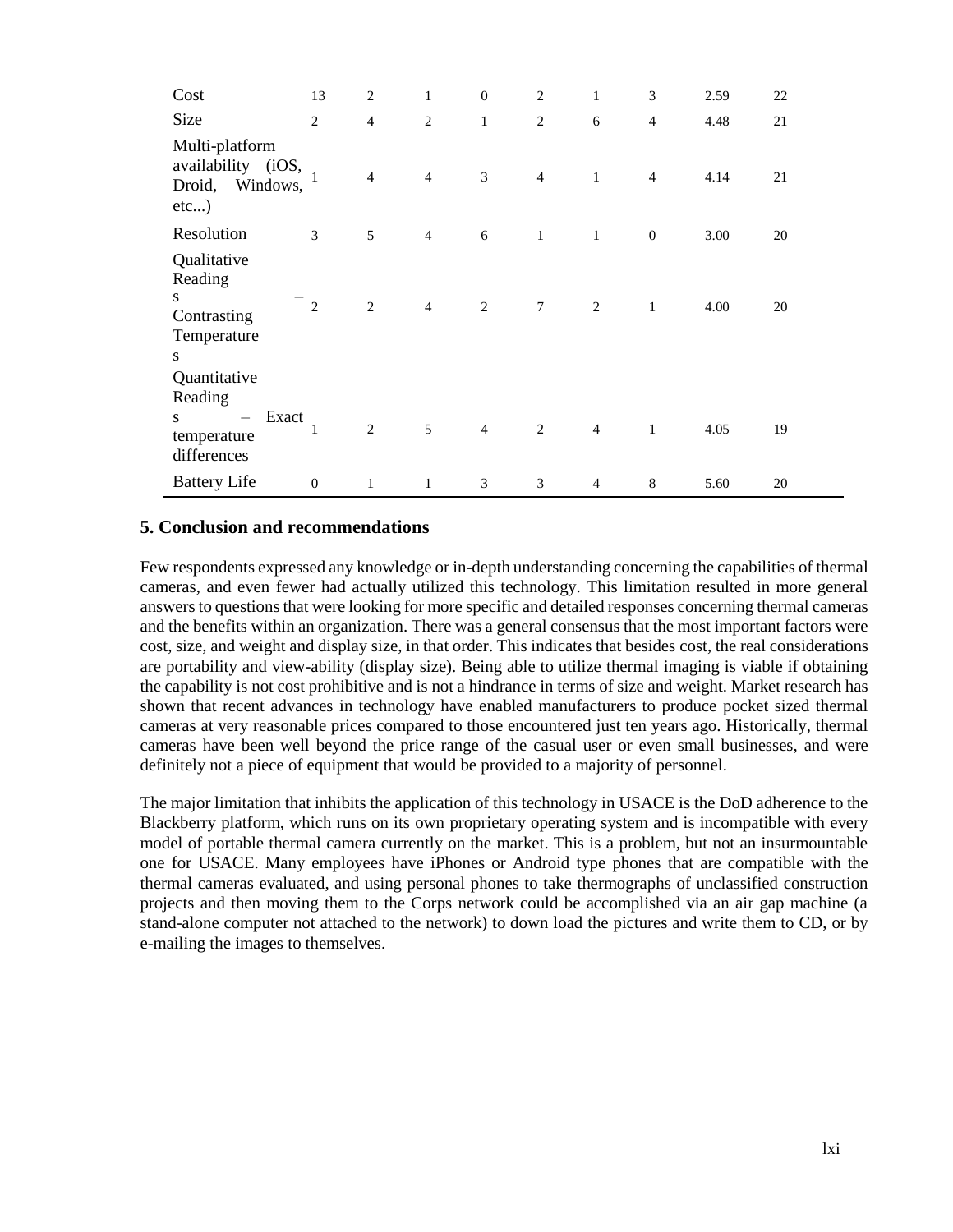| | | | | | | | | | |
|---|---|---|---|---|---|---|---|---|---|
| Cost | 13 | 2 | 1 | 0 | 2 | 1 | 3 | 2.59 | 22 |
| Size | 2 | 4 | 2 | 1 | 2 | 6 | 4 | 4.48 | 21 |
| Multi-platform availability (iOS, Droid, Windows, etc...) | 1 | 4 | 4 | 3 | 4 | 1 | 4 | 4.14 | 21 |
| Resolution | 3 | 5 | 4 | 6 | 1 | 1 | 0 | 3.00 | 20 |
| Qualitative Readings – Contrasting Temperatures | 2 | 2 | 4 | 2 | 7 | 2 | 1 | 4.00 | 20 |
| Quantitative Readings – Exact temperature differences | 1 | 2 | 5 | 4 | 2 | 4 | 1 | 4.05 | 19 |
| Battery Life | 0 | 1 | 1 | 3 | 3 | 4 | 8 | 5.60 | 20 |

## 5. Conclusion and recommendations

Few respondents expressed any knowledge or in-depth understanding concerning the capabilities of thermal cameras, and even fewer had actually utilized this technology. This limitation resulted in more general answers to questions that were looking for more specific and detailed responses concerning thermal cameras and the benefits within an organization. There was a general consensus that the most important factors were cost, size, and weight and display size, in that order. This indicates that besides cost, the real considerations are portability and view-ability (display size). Being able to utilize thermal imaging is viable if obtaining the capability is not cost prohibitive and is not a hindrance in terms of size and weight. Market research has shown that recent advances in technology have enabled manufacturers to produce pocket sized thermal cameras at very reasonable prices compared to those encountered just ten years ago. Historically, thermal cameras have been well beyond the price range of the casual user or even small businesses, and were definitely not a piece of equipment that would be provided to a majority of personnel.

The major limitation that inhibits the application of this technology in USACE is the DoD adherence to the Blackberry platform, which runs on its own proprietary operating system and is incompatible with every model of portable thermal camera currently on the market. This is a problem, but not an insurmountable one for USACE. Many employees have iPhones or Android type phones that are compatible with the thermal cameras evaluated, and using personal phones to take thermographs of unclassified construction projects and then moving them to the Corps network could be accomplished via an air gap machine (a stand-alone computer not attached to the network) to down load the pictures and write them to CD, or by e-mailing the images to themselves.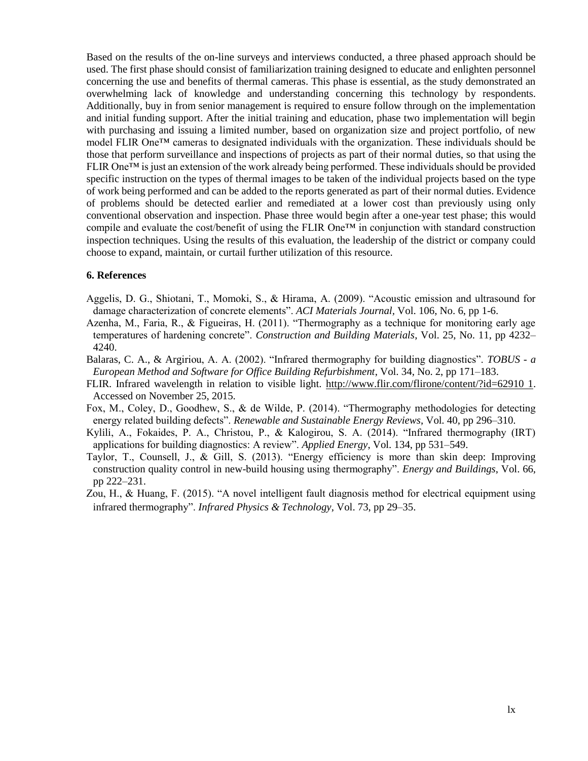Based on the results of the on-line surveys and interviews conducted, a three phased approach should be used. The first phase should consist of familiarization training designed to educate and enlighten personnel concerning the use and benefits of thermal cameras. This phase is essential, as the study demonstrated an overwhelming lack of knowledge and understanding concerning this technology by respondents. Additionally, buy in from senior management is required to ensure follow through on the implementation and initial funding support. After the initial training and education, phase two implementation will begin with purchasing and issuing a limited number, based on organization size and project portfolio, of new model FLIR One™ cameras to designated individuals with the organization. These individuals should be those that perform surveillance and inspections of projects as part of their normal duties, so that using the FLIR One™ is just an extension of the work already being performed. These individuals should be provided specific instruction on the types of thermal images to be taken of the individual projects based on the type of work being performed and can be added to the reports generated as part of their normal duties. Evidence of problems should be detected earlier and remediated at a lower cost than previously using only conventional observation and inspection. Phase three would begin after a one-year test phase; this would compile and evaluate the cost/benefit of using the FLIR One™ in conjunction with standard construction inspection techniques. Using the results of this evaluation, the leadership of the district or company could choose to expand, maintain, or curtail further utilization of this resource.

## 6. References

Aggelis, D. G., Shiotani, T., Momoki, S., & Hirama, A. (2009). "Acoustic emission and ultrasound for damage characterization of concrete elements". *ACI Materials Journal*, Vol. 106, No. 6, pp 1-6.

Azenha, M., Faria, R., & Figueiras, H. (2011). "Thermography as a technique for monitoring early age temperatures of hardening concrete". *Construction and Building Materials*, Vol. 25, No. 11, pp 4232–4240.

Balaras, C. A., & Argiriou, A. A. (2002). "Infrared thermography for building diagnostics". *TOBUS - a European Method and Software for Office Building Refurbishment*, Vol. 34, No. 2, pp 171–183.

FLIR. Infrared wavelength in relation to visible light. http://www.flir.com/flirone/content/?id=62910 1. Accessed on November 25, 2015.

Fox, M., Coley, D., Goodhew, S., & de Wilde, P. (2014). "Thermography methodologies for detecting energy related building defects". *Renewable and Sustainable Energy Reviews*, Vol. 40, pp 296–310.

Kylili, A., Fokaides, P. A., Christou, P., & Kalogirou, S. A. (2014). "Infrared thermography (IRT) applications for building diagnostics: A review". *Applied Energy*, Vol. 134, pp 531–549.

Taylor, T., Counsell, J., & Gill, S. (2013). "Energy efficiency is more than skin deep: Improving construction quality control in new-build housing using thermography". *Energy and Buildings*, Vol. 66, pp 222–231.

Zou, H., & Huang, F. (2015). "A novel intelligent fault diagnosis method for electrical equipment using infrared thermography". *Infrared Physics & Technology*, Vol. 73, pp 29–35.